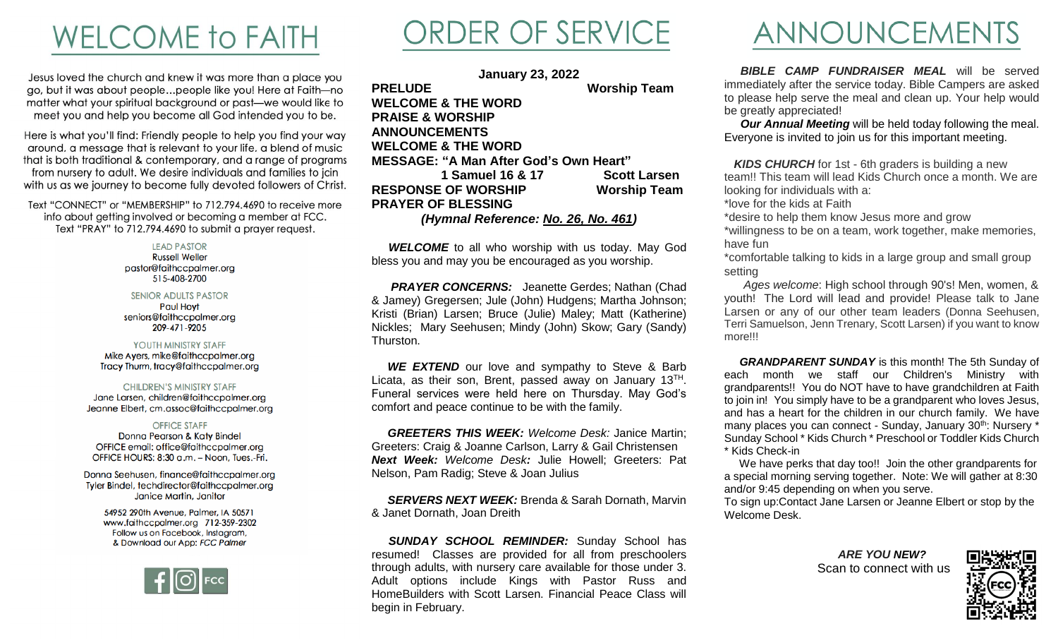# WELCOME to FAITH

Jesus loved the church and knew it was more than a place you go, but it was about people…people like you! Here at Faith—no matter what your spiritual background or past—we would like to meet you and help you become all God intended you to be.

Here is what you'll find: Friendly people to help you find your way around, a message that is relevant to your life, a blend of music that is both traditional & contemporary, and a range of programs from nursery to adult. We desire individuals and families to join with us as we journey to become fully devoted followers of Christ.

Text "CONNECT" or "MEMBERSHIP" to 712.794.4690 to receive more info about getting involved or becoming a member at FCC. Text "PRAY" to 712.794.4690 to submit a prayer request.

LEAD PASTOR
Russell Weller
pastor@faithccpalmer.org
515-408-2700

SENIOR ADULTS PASTOR
Paul Hoyt
seniors@faithccpalmer.org
209-471-9205

YOUTH MINISTRY STAFF
Mike Ayers, mike@faithccpalmer.org
Tracy Thurm, tracy@faithccpalmer.org

CHILDREN'S MINISTRY STAFF
Jane Larsen, children@faithccpalmer.org
Jeanne Elbert, cm.assoc@faithccpalmer.org

OFFICE STAFF
Donna Pearson & Katy Bindel
OFFICE email: office@faithccpalmer.org
OFFICE HOURS: 8:30 a.m. – Noon, Tues.-Fri.

Donna Seehusen, finance@faithccpalmer.org
Tyler Bindel, techdirector@faithccpalmer.org
Janice Martin, Janitor

54952 290th Avenue, Palmer, IA 50571
www.faithccpalmer.org 712-359-2302
Follow us on Facebook, Instagram,
& Download our App: *FCC Palmer*

# ORDER OF SERVICE

**January 23, 2022**

**PRELUDE** — **Worship Team**
**WELCOME & THE WORD**
**PRAISE & WORSHIP**
**ANNOUNCEMENTS**
**WELCOME & THE WORD**
**MESSAGE: "A Man After God's Own Heart"**
**1 Samuel 16 & 17** — **Scott Larsen**
**RESPONSE OF WORSHIP** — **Worship Team**
**PRAYER OF BLESSING**
***(Hymnal Reference: No. 26, No. 461)***

***WELCOME*** to all who worship with us today. May God bless you and may you be encouraged as you worship.

***PRAYER CONCERNS:*** Jeanette Gerdes; Nathan (Chad & Jamey) Gregersen; Jule (John) Hudgens; Martha Johnson; Kristi (Brian) Larsen; Bruce (Julie) Maley; Matt (Katherine) Nickles; Mary Seehusen; Mindy (John) Skow; Gary (Sandy) Thurston.

***WE EXTEND*** our love and sympathy to Steve & Barb Licata, as their son, Brent, passed away on January 13TH. Funeral services were held here on Thursday. May God's comfort and peace continue to be with the family.

***GREETERS THIS WEEK:*** *Welcome Desk:* Janice Martin; Greeters: Craig & Joanne Carlson, Larry & Gail Christensen
***Next Week:*** *Welcome Desk:* Julie Howell; Greeters: Pat Nelson, Pam Radig; Steve & Joan Julius

***SERVERS NEXT WEEK:*** Brenda & Sarah Dornath, Marvin & Janet Dornath, Joan Dreith

***SUNDAY SCHOOL REMINDER:*** Sunday School has resumed! Classes are provided for all from preschoolers through adults, with nursery care available for those under 3. Adult options include Kings with Pastor Russ and HomeBuilders with Scott Larsen. Financial Peace Class will begin in February.

# ANNOUNCEMENTS

***BIBLE CAMP FUNDRAISER MEAL*** will be served immediately after the service today. Bible Campers are asked to please help serve the meal and clean up. Your help would be greatly appreciated!

***Our Annual Meeting*** will be held today following the meal. Everyone is invited to join us for this important meeting.

***KIDS CHURCH*** for 1st - 6th graders is building a new team!! This team will lead Kids Church once a month. We are looking for individuals with a:
*love for the kids at Faith
*desire to help them know Jesus more and grow
*willingness to be on a team, work together, make memories, have fun
*comfortable talking to kids in a large group and small group setting

*Ages welcome*: High school through 90's! Men, women, & youth! The Lord will lead and provide! Please talk to Jane Larsen or any of our other team leaders (Donna Seehusen, Terri Samuelson, Jenn Trenary, Scott Larsen) if you want to know more!!!

***GRANDPARENT SUNDAY*** is this month! The 5th Sunday of each month we staff our Children's Ministry with grandparents!! You do NOT have to have grandchildren at Faith to join in! You simply have to be a grandparent who loves Jesus, and has a heart for the children in our church family. We have many places you can connect - Sunday, January 30th: Nursery * Sunday School * Kids Church * Preschool or Toddler Kids Church * Kids Check-in

We have perks that day too!! Join the other grandparents for a special morning serving together. Note: We will gather at 8:30 and/or 9:45 depending on when you serve.
To sign up:Contact Jane Larsen or Jeanne Elbert or stop by the Welcome Desk.

***ARE YOU NEW?***
Scan to connect with us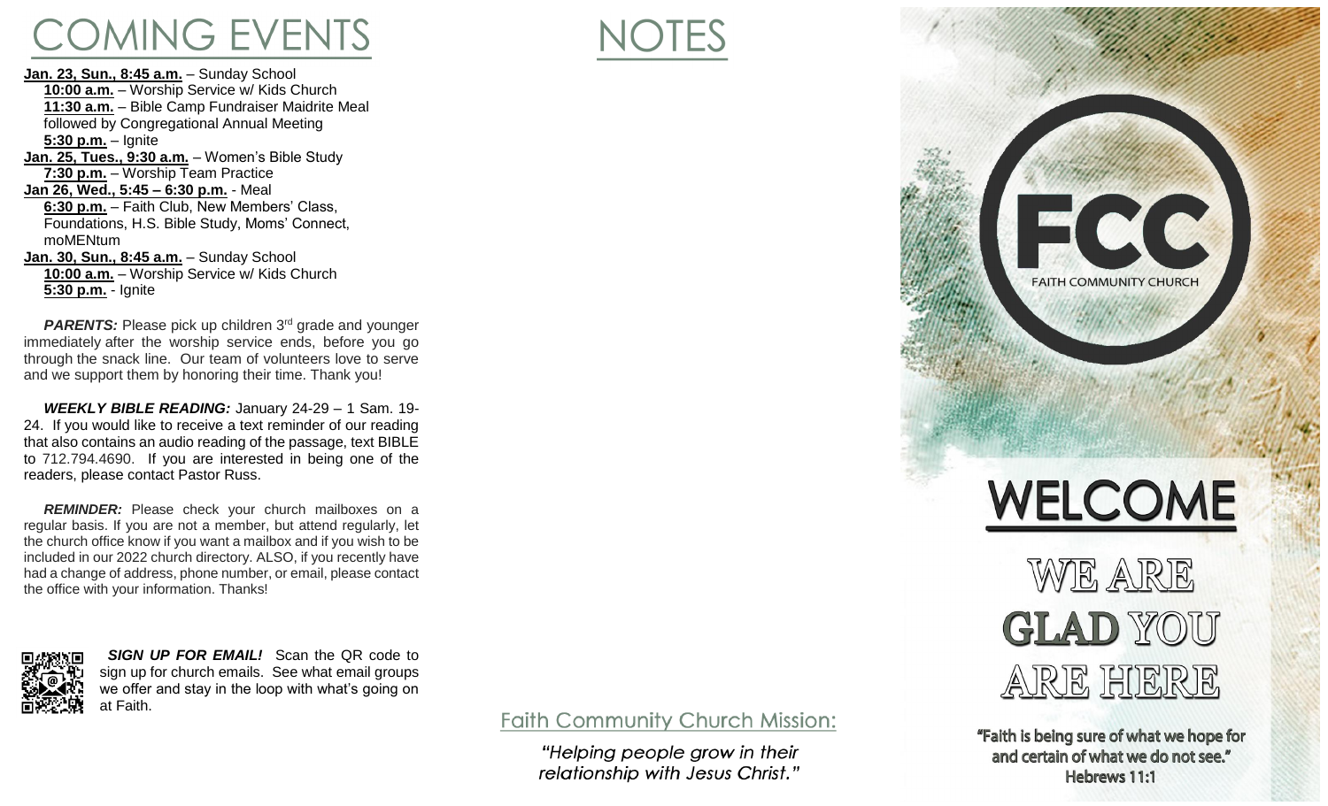# COMING EVENTS

**Jan. 23, Sun., 8:45 a.m.** – Sunday School
**10:00 a.m.** – Worship Service w/ Kids Church
**11:30 a.m.** – Bible Camp Fundraiser Maidrite Meal followed by Congregational Annual Meeting
**5:30 p.m.** – Ignite

**Jan. 25, Tues., 9:30 a.m.** – Women's Bible Study
**7:30 p.m.** – Worship Team Practice

**Jan 26, Wed., 5:45 – 6:30 p.m.** - Meal
**6:30 p.m.** – Faith Club, New Members' Class, Foundations, H.S. Bible Study, Moms' Connect, moMENtum

**Jan. 30, Sun., 8:45 a.m.** – Sunday School
**10:00 a.m.** – Worship Service w/ Kids Church
**5:30 p.m.** - Ignite

***PARENTS:*** Please pick up children 3rd grade and younger immediately after the worship service ends, before you go through the snack line. Our team of volunteers love to serve and we support them by honoring their time. Thank you!

***WEEKLY BIBLE READING:*** January 24-29 – 1 Sam. 19-24. If you would like to receive a text reminder of our reading that also contains an audio reading of the passage, text BIBLE to 712.794.4690. If you are interested in being one of the readers, please contact Pastor Russ.

***REMINDER:*** Please check your church mailboxes on a regular basis. If you are not a member, but attend regularly, let the church office know if you want a mailbox and if you wish to be included in our 2022 church directory. ALSO, if you recently have had a change of address, phone number, or email, please contact the office with your information. Thanks!

***SIGN UP FOR EMAIL!*** Scan the QR code to sign up for church emails. See what email groups we offer and stay in the loop with what's going on at Faith.

# NOTES

Faith Community Church Mission:

*"Helping people grow in their relationship with Jesus Christ."*

FCC
FAITH COMMUNITY CHURCH

# WELCOME

WE ARE GLAD YOU ARE HERE

"Faith is being sure of what we hope for and certain of what we do not see."
Hebrews 11:1